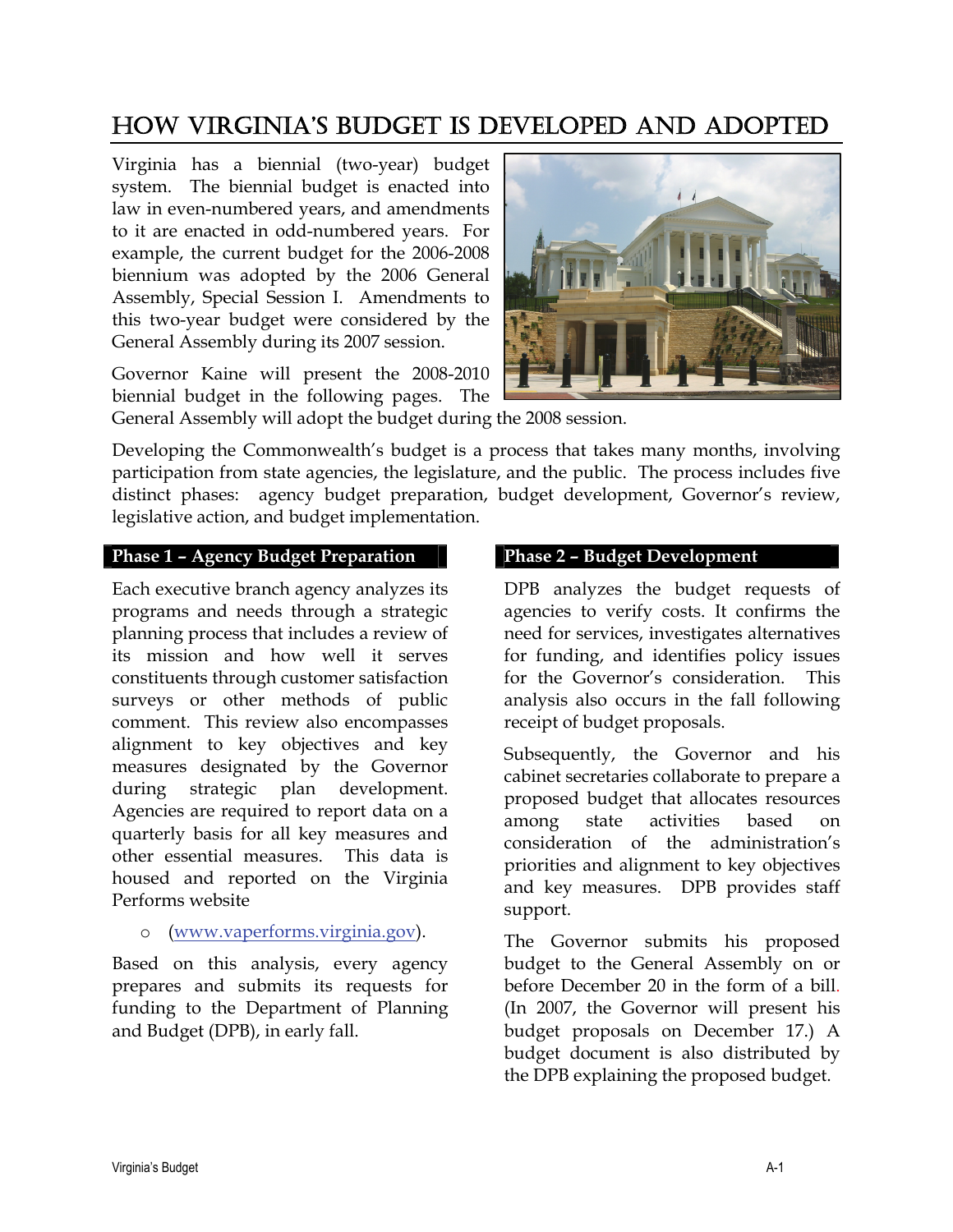# How Virginia's Budget is Developed and Adopted

Virginia has a biennial (two-year) budget system. The biennial budget is enacted into law in even-numbered years, and amendments to it are enacted in odd-numbered years. For example, the current budget for the 2006-2008 biennium was adopted by the 2006 General Assembly, Special Session I. Amendments to this two-year budget were considered by the General Assembly during its 2007 session.

Governor Kaine will present the 2008-2010 biennial budget in the following pages. The General Assembly will adopt the budget during the 2008 session.

Developing the Commonwealth's budget is a process that takes many months, involving participation from state agencies, the legislature, and the public. The process includes five distinct phases: agency budget preparation, budget development, Governor's review, legislative action, and budget implementation.

## Phase 1 – Agency Budget Preparation

Each executive branch agency analyzes its programs and needs through a strategic planning process that includes a review of its mission and how well it serves constituents through customer satisfaction surveys or other methods of public comment. This review also encompasses alignment to key objectives and key measures designated by the Governor during strategic plan development. Agencies are required to report data on a quarterly basis for all key measures and other essential measures. This data is housed and reported on the Virginia Performs website

- (www.vaperforms.virginia.gov).

Based on this analysis, every agency prepares and submits its requests for funding to the Department of Planning and Budget (DPB), in early fall.

## Phase 2 – Budget Development

DPB analyzes the budget requests of agencies to verify costs. It confirms the need for services, investigates alternatives for funding, and identifies policy issues for the Governor's consideration. This analysis also occurs in the fall following receipt of budget proposals.

Subsequently, the Governor and his cabinet secretaries collaborate to prepare a proposed budget that allocates resources among state activities based on consideration of the administration's priorities and alignment to key objectives and key measures. DPB provides staff support.

The Governor submits his proposed budget to the General Assembly on or before December 20 in the form of a bill. (In 2007, the Governor will present his budget proposals on December 17.) A budget document is also distributed by the DPB explaining the proposed budget.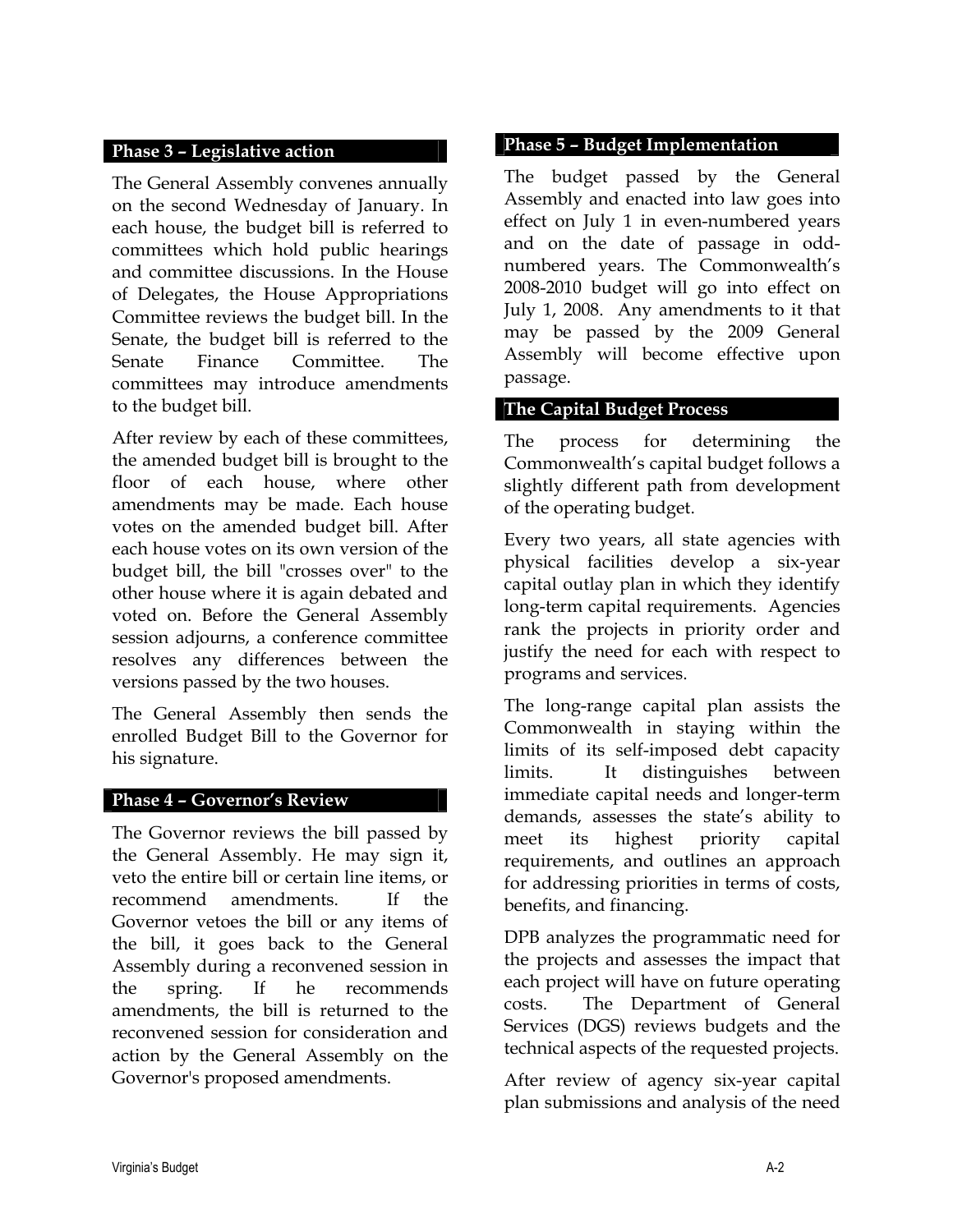### Phase 3 – Legislative action

The General Assembly convenes annually on the second Wednesday of January. In each house, the budget bill is referred to committees which hold public hearings and committee discussions. In the House of Delegates, the House Appropriations Committee reviews the budget bill. In the Senate, the budget bill is referred to the Senate Finance Committee. The committees may introduce amendments to the budget bill.

After review by each of these committees, the amended budget bill is brought to the floor of each house, where other amendments may be made. Each house votes on the amended budget bill. After each house votes on its own version of the budget bill, the bill "crosses over" to the other house where it is again debated and voted on. Before the General Assembly session adjourns, a conference committee resolves any differences between the versions passed by the two houses.

The General Assembly then sends the enrolled Budget Bill to the Governor for his signature.

### Phase 4 – Governor's Review

The Governor reviews the bill passed by the General Assembly. He may sign it, veto the entire bill or certain line items, or recommend amendments. If the Governor vetoes the bill or any items of the bill, it goes back to the General Assembly during a reconvened session in the spring. If he recommends amendments, the bill is returned to the reconvened session for consideration and action by the General Assembly on the Governor's proposed amendments.

### Phase 5 – Budget Implementation

The budget passed by the General Assembly and enacted into law goes into effect on July 1 in even-numbered years and on the date of passage in odd-numbered years. The Commonwealth's 2008-2010 budget will go into effect on July 1, 2008. Any amendments to it that may be passed by the 2009 General Assembly will become effective upon passage.

### The Capital Budget Process

The process for determining the Commonwealth's capital budget follows a slightly different path from development of the operating budget.

Every two years, all state agencies with physical facilities develop a six-year capital outlay plan in which they identify long-term capital requirements. Agencies rank the projects in priority order and justify the need for each with respect to programs and services.

The long-range capital plan assists the Commonwealth in staying within the limits of its self-imposed debt capacity limits. It distinguishes between immediate capital needs and longer-term demands, assesses the state's ability to meet its highest priority capital requirements, and outlines an approach for addressing priorities in terms of costs, benefits, and financing.

DPB analyzes the programmatic need for the projects and assesses the impact that each project will have on future operating costs. The Department of General Services (DGS) reviews budgets and the technical aspects of the requested projects.

After review of agency six-year capital plan submissions and analysis of the need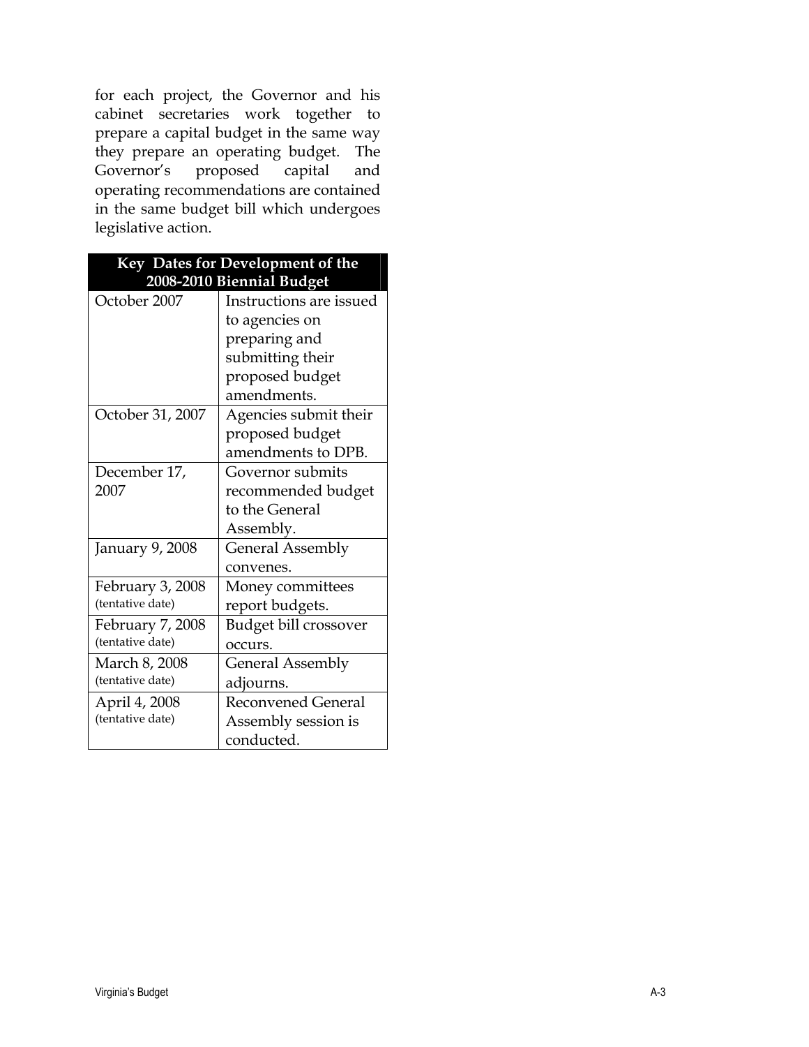for each project, the Governor and his cabinet secretaries work together to prepare a capital budget in the same way they prepare an operating budget. The Governor's proposed capital and operating recommendations are contained in the same budget bill which undergoes legislative action.

| **Key Dates for Development of the 2008-2010 Biennial Budget** | |
|---|---|
| October 2007 | Instructions are issued to agencies on preparing and submitting their proposed budget amendments. |
| October 31, 2007 | Agencies submit their proposed budget amendments to DPB. |
| December 17, 2007 | Governor submits recommended budget to the General Assembly. |
| January 9, 2008 | General Assembly convenes. |
| February 3, 2008 (tentative date) | Money committees report budgets. |
| February 7, 2008 (tentative date) | Budget bill crossover occurs. |
| March 8, 2008 (tentative date) | General Assembly adjourns. |
| April 4, 2008 (tentative date) | Reconvened General Assembly session is conducted. |